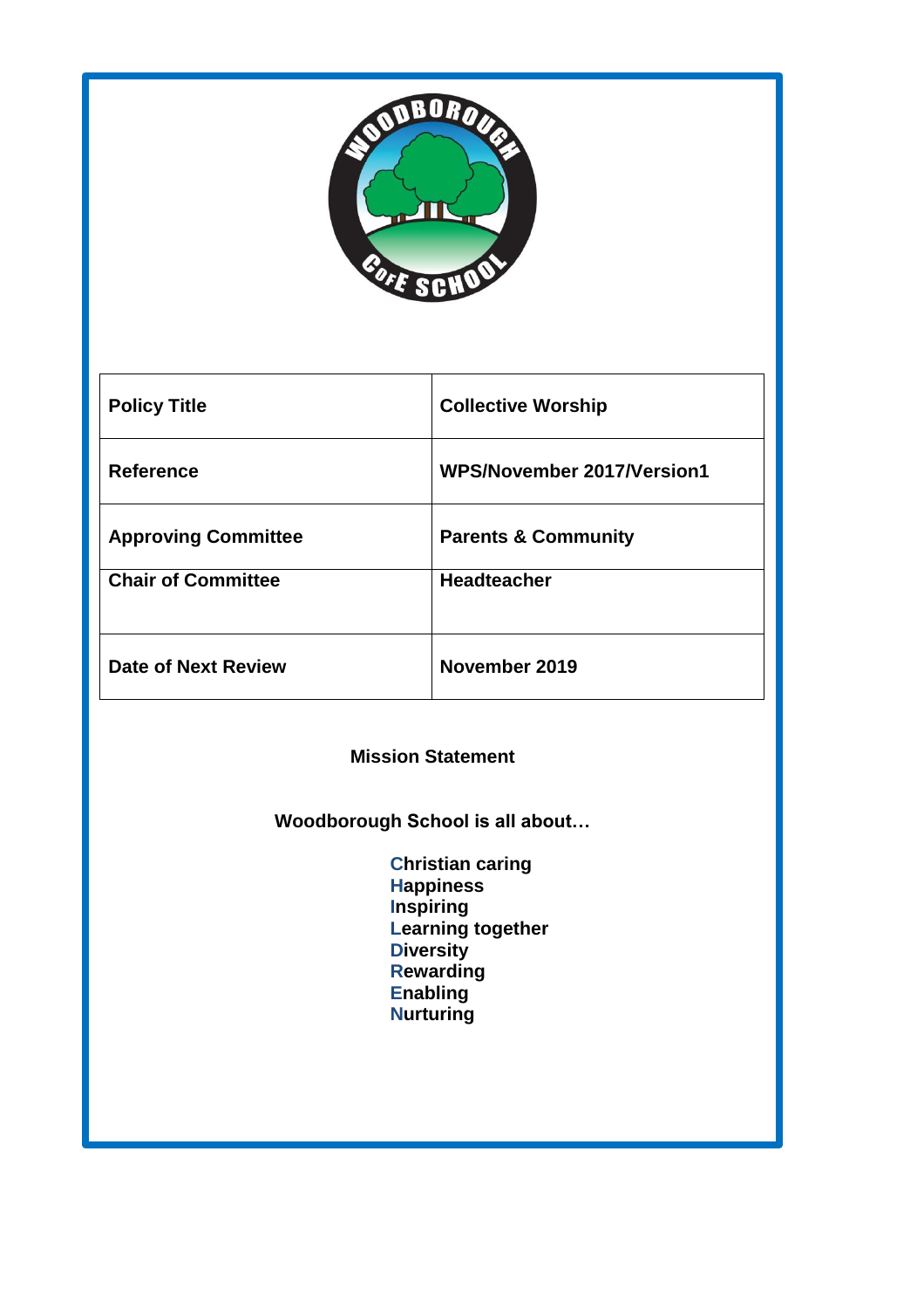| Policy Title | Collective Worship |
|---|---|
| Reference | WPS/November 2017/Version1 |
| Approving Committee | Parents & Community |
| Chair of Committee | Headteacher |
| Date of Next Review | November 2019 |

**Mission Statement**

**Woodborough School is all about…**

**Christian caring**
**Happiness**
**Inspiring**
**Learning together**
**Diversity**
**Rewarding**
**Enabling**
**Nurturing**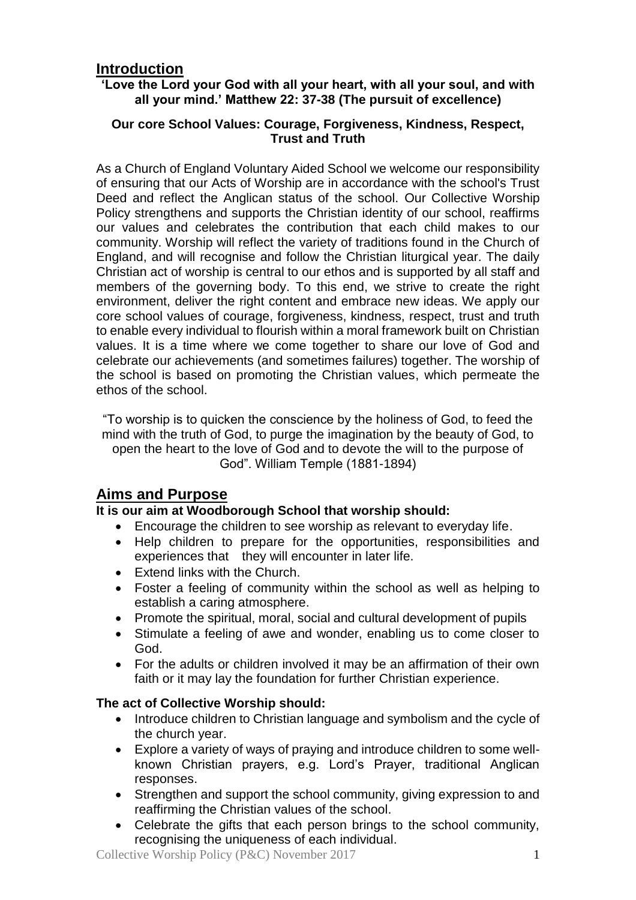## Introduction

**'Love the Lord your God with all your heart, with all your soul, and with all your mind.' Matthew 22: 37-38 (The pursuit of excellence)**

**Our core School Values: Courage, Forgiveness, Kindness, Respect, Trust and Truth**

As a Church of England Voluntary Aided School we welcome our responsibility of ensuring that our Acts of Worship are in accordance with the school's Trust Deed and reflect the Anglican status of the school. Our Collective Worship Policy strengthens and supports the Christian identity of our school, reaffirms our values and celebrates the contribution that each child makes to our community. Worship will reflect the variety of traditions found in the Church of England, and will recognise and follow the Christian liturgical year. The daily Christian act of worship is central to our ethos and is supported by all staff and members of the governing body. To this end, we strive to create the right environment, deliver the right content and embrace new ideas. We apply our core school values of courage, forgiveness, kindness, respect, trust and truth to enable every individual to flourish within a moral framework built on Christian values. It is a time where we come together to share our love of God and celebrate our achievements (and sometimes failures) together. The worship of the school is based on promoting the Christian values, which permeate the ethos of the school.

"To worship is to quicken the conscience by the holiness of God, to feed the mind with the truth of God, to purge the imagination by the beauty of God, to open the heart to the love of God and to devote the will to the purpose of God". William Temple (1881-1894)

## Aims and Purpose

**It is our aim at Woodborough School that worship should:**

- Encourage the children to see worship as relevant to everyday life.
- Help children to prepare for the opportunities, responsibilities and experiences that they will encounter in later life.
- Extend links with the Church.
- Foster a feeling of community within the school as well as helping to establish a caring atmosphere.
- Promote the spiritual, moral, social and cultural development of pupils
- Stimulate a feeling of awe and wonder, enabling us to come closer to God.
- For the adults or children involved it may be an affirmation of their own faith or it may lay the foundation for further Christian experience.

**The act of Collective Worship should:**

- Introduce children to Christian language and symbolism and the cycle of the church year.
- Explore a variety of ways of praying and introduce children to some well-known Christian prayers, e.g. Lord's Prayer, traditional Anglican responses.
- Strengthen and support the school community, giving expression to and reaffirming the Christian values of the school.
- Celebrate the gifts that each person brings to the school community, recognising the uniqueness of each individual.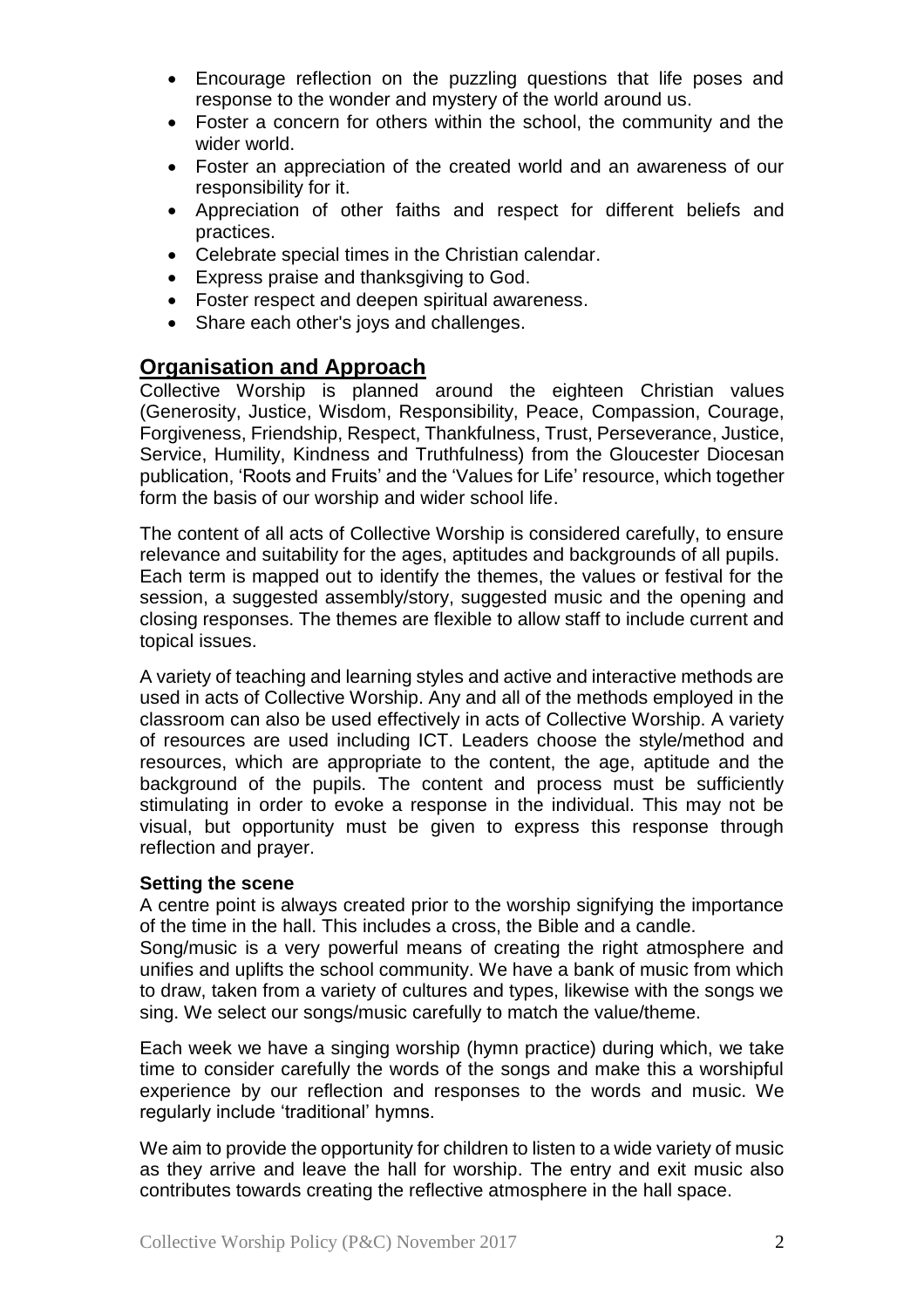- Encourage reflection on the puzzling questions that life poses and response to the wonder and mystery of the world around us.
- Foster a concern for others within the school, the community and the wider world.
- Foster an appreciation of the created world and an awareness of our responsibility for it.
- Appreciation of other faiths and respect for different beliefs and practices.
- Celebrate special times in the Christian calendar.
- Express praise and thanksgiving to God.
- Foster respect and deepen spiritual awareness.
- Share each other's joys and challenges.

## Organisation and Approach

Collective Worship is planned around the eighteen Christian values (Generosity, Justice, Wisdom, Responsibility, Peace, Compassion, Courage, Forgiveness, Friendship, Respect, Thankfulness, Trust, Perseverance, Justice, Service, Humility, Kindness and Truthfulness) from the Gloucester Diocesan publication, 'Roots and Fruits' and the 'Values for Life' resource, which together form the basis of our worship and wider school life.

The content of all acts of Collective Worship is considered carefully, to ensure relevance and suitability for the ages, aptitudes and backgrounds of all pupils. Each term is mapped out to identify the themes, the values or festival for the session, a suggested assembly/story, suggested music and the opening and closing responses. The themes are flexible to allow staff to include current and topical issues.

A variety of teaching and learning styles and active and interactive methods are used in acts of Collective Worship. Any and all of the methods employed in the classroom can also be used effectively in acts of Collective Worship. A variety of resources are used including ICT. Leaders choose the style/method and resources, which are appropriate to the content, the age, aptitude and the background of the pupils. The content and process must be sufficiently stimulating in order to evoke a response in the individual. This may not be visual, but opportunity must be given to express this response through reflection and prayer.

### Setting the scene

A centre point is always created prior to the worship signifying the importance of the time in the hall. This includes a cross, the Bible and a candle.
Song/music is a very powerful means of creating the right atmosphere and unifies and uplifts the school community. We have a bank of music from which to draw, taken from a variety of cultures and types, likewise with the songs we sing. We select our songs/music carefully to match the value/theme.

Each week we have a singing worship (hymn practice) during which, we take time to consider carefully the words of the songs and make this a worshipful experience by our reflection and responses to the words and music. We regularly include 'traditional' hymns.

We aim to provide the opportunity for children to listen to a wide variety of music as they arrive and leave the hall for worship. The entry and exit music also contributes towards creating the reflective atmosphere in the hall space.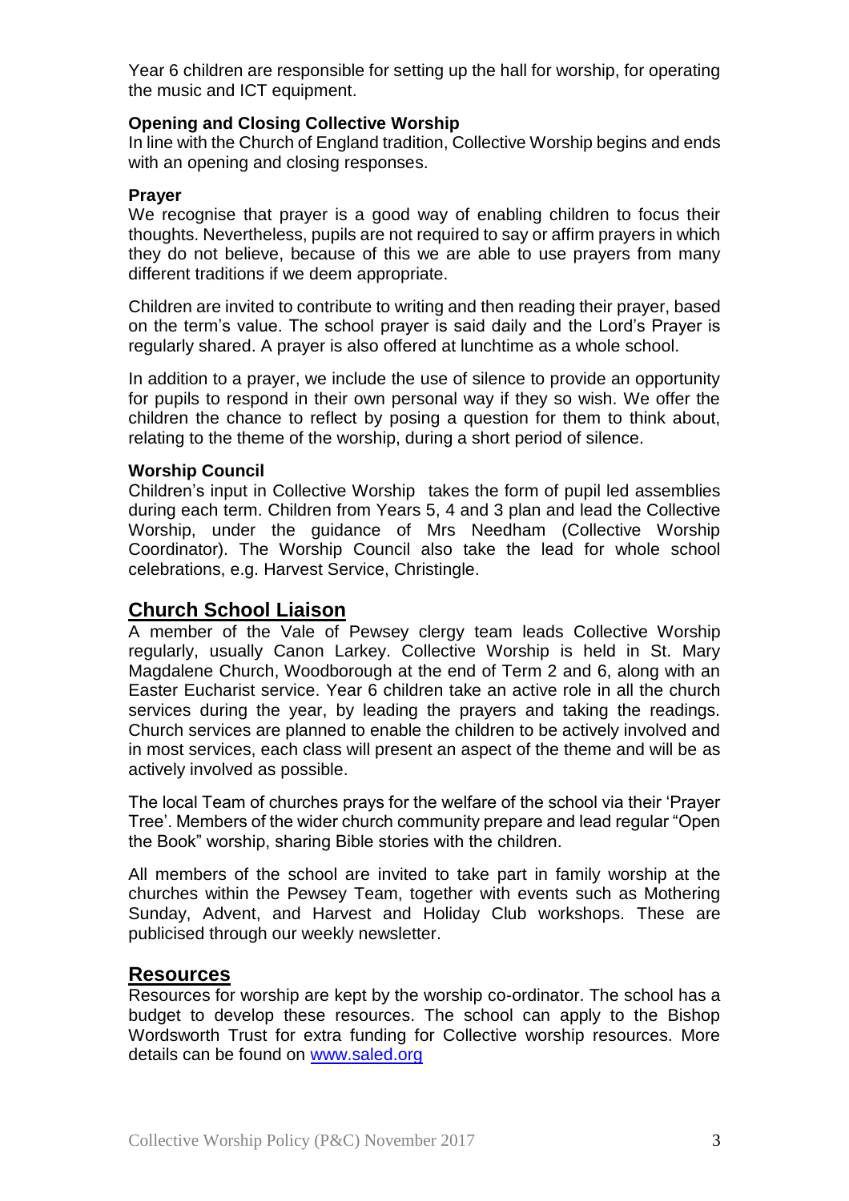Year 6 children are responsible for setting up the hall for worship, for operating the music and ICT equipment.

**Opening and Closing Collective Worship**

In line with the Church of England tradition, Collective Worship begins and ends with an opening and closing responses.

**Prayer**

We recognise that prayer is a good way of enabling children to focus their thoughts. Nevertheless, pupils are not required to say or affirm prayers in which they do not believe, because of this we are able to use prayers from many different traditions if we deem appropriate.

Children are invited to contribute to writing and then reading their prayer, based on the term's value. The school prayer is said daily and the Lord's Prayer is regularly shared. A prayer is also offered at lunchtime as a whole school.

In addition to a prayer, we include the use of silence to provide an opportunity for pupils to respond in their own personal way if they so wish. We offer the children the chance to reflect by posing a question for them to think about, relating to the theme of the worship, during a short period of silence.

**Worship Council**

Children's input in Collective Worship takes the form of pupil led assemblies during each term. Children from Years 5, 4 and 3 plan and lead the Collective Worship, under the guidance of Mrs Needham (Collective Worship Coordinator). The Worship Council also take the lead for whole school celebrations, e.g. Harvest Service, Christingle.

## Church School Liaison

A member of the Vale of Pewsey clergy team leads Collective Worship regularly, usually Canon Larkey. Collective Worship is held in St. Mary Magdalene Church, Woodborough at the end of Term 2 and 6, along with an Easter Eucharist service. Year 6 children take an active role in all the church services during the year, by leading the prayers and taking the readings. Church services are planned to enable the children to be actively involved and in most services, each class will present an aspect of the theme and will be as actively involved as possible.

The local Team of churches prays for the welfare of the school via their 'Prayer Tree'. Members of the wider church community prepare and lead regular "Open the Book" worship, sharing Bible stories with the children.

All members of the school are invited to take part in family worship at the churches within the Pewsey Team, together with events such as Mothering Sunday, Advent, and Harvest and Holiday Club workshops. These are publicised through our weekly newsletter.

## Resources

Resources for worship are kept by the worship co-ordinator. The school has a budget to develop these resources. The school can apply to the Bishop Wordsworth Trust for extra funding for Collective worship resources. More details can be found on [www.saled.org](http://www.saled.org)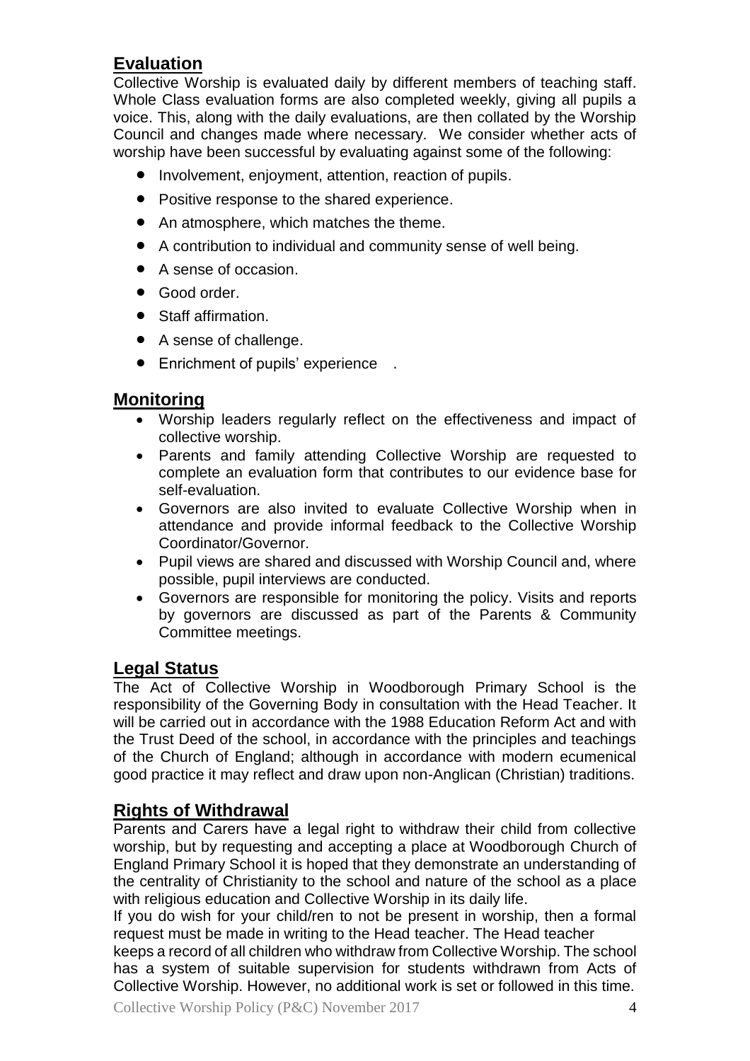## Evaluation

Collective Worship is evaluated daily by different members of teaching staff. Whole Class evaluation forms are also completed weekly, giving all pupils a voice. This, along with the daily evaluations, are then collated by the Worship Council and changes made where necessary. We consider whether acts of worship have been successful by evaluating against some of the following:

- Involvement, enjoyment, attention, reaction of pupils.
- Positive response to the shared experience.
- An atmosphere, which matches the theme.
- A contribution to individual and community sense of well being.
- A sense of occasion.
- Good order.
- Staff affirmation.
- A sense of challenge.
- Enrichment of pupils' experience .

## Monitoring

- Worship leaders regularly reflect on the effectiveness and impact of collective worship.
- Parents and family attending Collective Worship are requested to complete an evaluation form that contributes to our evidence base for self-evaluation.
- Governors are also invited to evaluate Collective Worship when in attendance and provide informal feedback to the Collective Worship Coordinator/Governor.
- Pupil views are shared and discussed with Worship Council and, where possible, pupil interviews are conducted.
- Governors are responsible for monitoring the policy. Visits and reports by governors are discussed as part of the Parents & Community Committee meetings.

## Legal Status

The Act of Collective Worship in Woodborough Primary School is the responsibility of the Governing Body in consultation with the Head Teacher. It will be carried out in accordance with the 1988 Education Reform Act and with the Trust Deed of the school, in accordance with the principles and teachings of the Church of England; although in accordance with modern ecumenical good practice it may reflect and draw upon non-Anglican (Christian) traditions.

## Rights of Withdrawal

Parents and Carers have a legal right to withdraw their child from collective worship, but by requesting and accepting a place at Woodborough Church of England Primary School it is hoped that they demonstrate an understanding of the centrality of Christianity to the school and nature of the school as a place with religious education and Collective Worship in its daily life.

If you do wish for your child/ren to not be present in worship, then a formal request must be made in writing to the Head teacher. The Head teacher keeps a record of all children who withdraw from Collective Worship. The school has a system of suitable supervision for students withdrawn from Acts of Collective Worship. However, no additional work is set or followed in this time.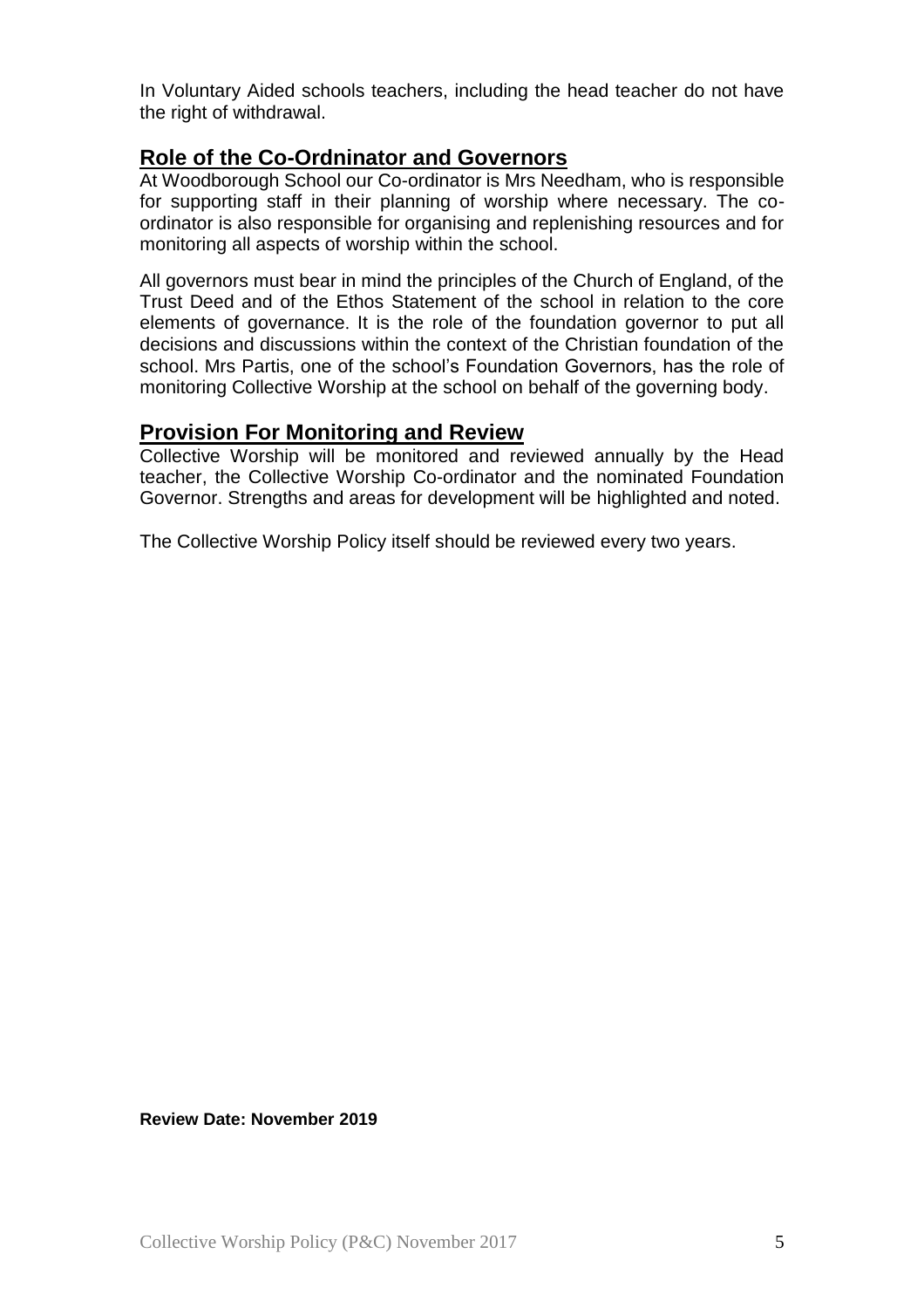In Voluntary Aided schools teachers, including the head teacher do not have the right of withdrawal.

## Role of the Co-Ordninator and Governors

At Woodborough School our Co-ordinator is Mrs Needham, who is responsible for supporting staff in their planning of worship where necessary. The co-ordinator is also responsible for organising and replenishing resources and for monitoring all aspects of worship within the school.

All governors must bear in mind the principles of the Church of England, of the Trust Deed and of the Ethos Statement of the school in relation to the core elements of governance. It is the role of the foundation governor to put all decisions and discussions within the context of the Christian foundation of the school. Mrs Partis, one of the school's Foundation Governors, has the role of monitoring Collective Worship at the school on behalf of the governing body.

## Provision For Monitoring and Review

Collective Worship will be monitored and reviewed annually by the Head teacher, the Collective Worship Co-ordinator and the nominated Foundation Governor. Strengths and areas for development will be highlighted and noted.

The Collective Worship Policy itself should be reviewed every two years.

**Review Date: November 2019**